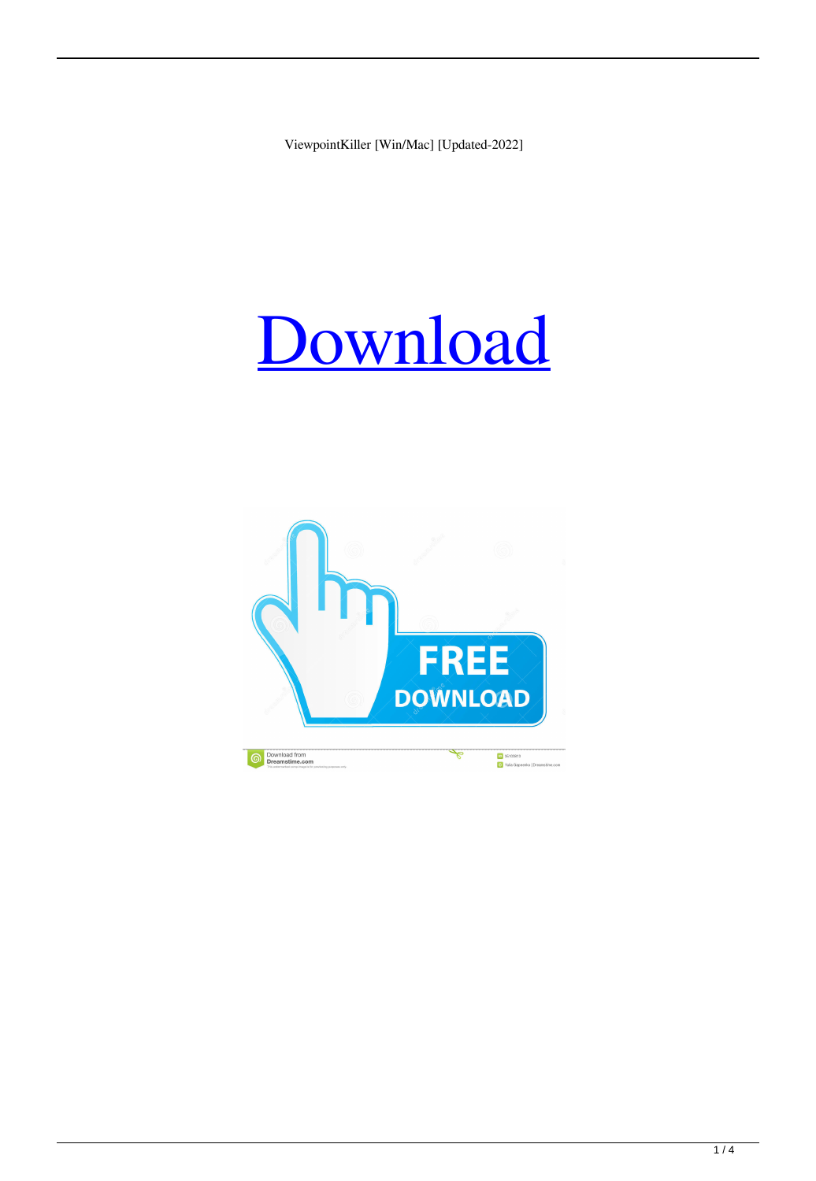ViewpointKiller [Win/Mac] [Updated-2022]

[Download](#)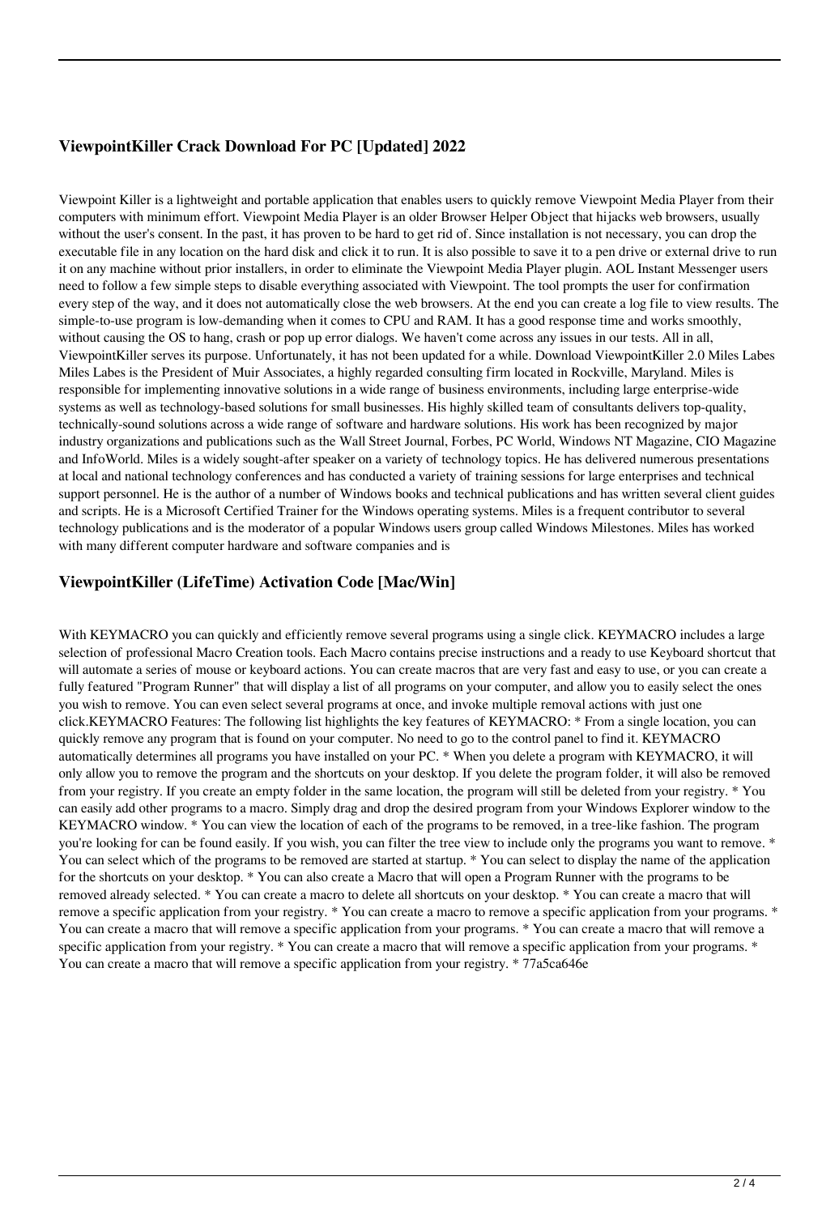## ViewpointKiller Crack Download For PC [Updated] 2022

Viewpoint Killer is a lightweight and portable application that enables users to quickly remove Viewpoint Media Player from their computers with minimum effort. Viewpoint Media Player is an older Browser Helper Object that hijacks web browsers, usually without the user's consent. In the past, it has proven to be hard to get rid of. Since installation is not necessary, you can drop the executable file in any location on the hard disk and click it to run. It is also possible to save it to a pen drive or external drive to run it on any machine without prior installers, in order to eliminate the Viewpoint Media Player plugin. AOL Instant Messenger users need to follow a few simple steps to disable everything associated with Viewpoint. The tool prompts the user for confirmation every step of the way, and it does not automatically close the web browsers. At the end you can create a log file to view results. The simple-to-use program is low-demanding when it comes to CPU and RAM. It has a good response time and works smoothly, without causing the OS to hang, crash or pop up error dialogs. We haven't come across any issues in our tests. All in all, ViewpointKiller serves its purpose. Unfortunately, it has not been updated for a while. Download ViewpointKiller 2.0 Miles Labes Miles Labes is the President of Muir Associates, a highly regarded consulting firm located in Rockville, Maryland. Miles is responsible for implementing innovative solutions in a wide range of business environments, including large enterprise-wide systems as well as technology-based solutions for small businesses. His highly skilled team of consultants delivers top-quality, technically-sound solutions across a wide range of software and hardware solutions. His work has been recognized by major industry organizations and publications such as the Wall Street Journal, Forbes, PC World, Windows NT Magazine, CIO Magazine and InfoWorld. Miles is a widely sought-after speaker on a variety of technology topics. He has delivered numerous presentations at local and national technology conferences and has conducted a variety of training sessions for large enterprises and technical support personnel. He is the author of a number of Windows books and technical publications and has written several client guides and scripts. He is a Microsoft Certified Trainer for the Windows operating systems. Miles is a frequent contributor to several technology publications and is the moderator of a popular Windows users group called Windows Milestones. Miles has worked with many different computer hardware and software companies and is

## ViewpointKiller (LifeTime) Activation Code [Mac/Win]

With KEYMACRO you can quickly and efficiently remove several programs using a single click. KEYMACRO includes a large selection of professional Macro Creation tools. Each Macro contains precise instructions and a ready to use Keyboard shortcut that will automate a series of mouse or keyboard actions. You can create macros that are very fast and easy to use, or you can create a fully featured "Program Runner" that will display a list of all programs on your computer, and allow you to easily select the ones you wish to remove. You can even select several programs at once, and invoke multiple removal actions with just one click.KEYMACRO Features: The following list highlights the key features of KEYMACRO: * From a single location, you can quickly remove any program that is found on your computer. No need to go to the control panel to find it. KEYMACRO automatically determines all programs you have installed on your PC. * When you delete a program with KEYMACRO, it will only allow you to remove the program and the shortcuts on your desktop. If you delete the program folder, it will also be removed from your registry. If you create an empty folder in the same location, the program will still be deleted from your registry. * You can easily add other programs to a macro. Simply drag and drop the desired program from your Windows Explorer window to the KEYMACRO window. * You can view the location of each of the programs to be removed, in a tree-like fashion. The program you're looking for can be found easily. If you wish, you can filter the tree view to include only the programs you want to remove. * You can select which of the programs to be removed are started at startup. * You can select to display the name of the application for the shortcuts on your desktop. * You can also create a Macro that will open a Program Runner with the programs to be removed already selected. * You can create a macro to delete all shortcuts on your desktop. * You can create a macro that will remove a specific application from your registry. * You can create a macro to remove a specific application from your programs. * You can create a macro that will remove a specific application from your programs. * You can create a macro that will remove a specific application from your registry. * You can create a macro that will remove a specific application from your programs. * You can create a macro that will remove a specific application from your registry. * 77a5ca646e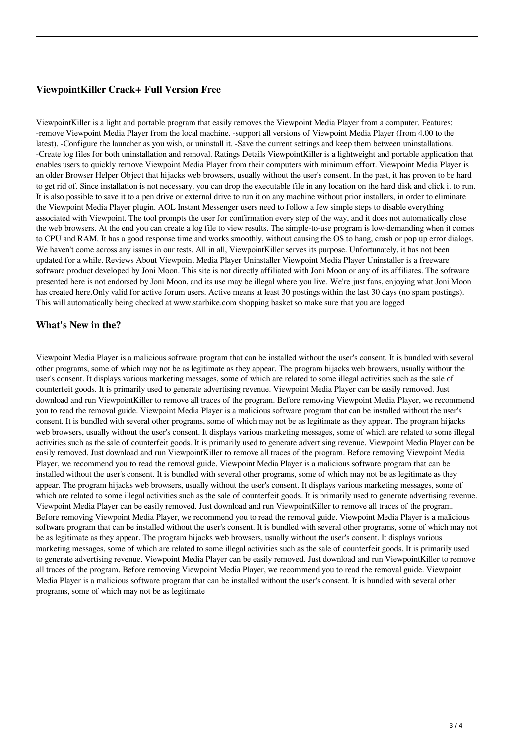### ViewpointKiller Crack+ Full Version Free

ViewpointKiller is a light and portable program that easily removes the Viewpoint Media Player from a computer. Features: -remove Viewpoint Media Player from the local machine. -support all versions of Viewpoint Media Player (from 4.00 to the latest). -Configure the launcher as you wish, or uninstall it. -Save the current settings and keep them between uninstallations. -Create log files for both uninstallation and removal. Ratings Details ViewpointKiller is a lightweight and portable application that enables users to quickly remove Viewpoint Media Player from their computers with minimum effort. Viewpoint Media Player is an older Browser Helper Object that hijacks web browsers, usually without the user's consent. In the past, it has proven to be hard to get rid of. Since installation is not necessary, you can drop the executable file in any location on the hard disk and click it to run. It is also possible to save it to a pen drive or external drive to run it on any machine without prior installers, in order to eliminate the Viewpoint Media Player plugin. AOL Instant Messenger users need to follow a few simple steps to disable everything associated with Viewpoint. The tool prompts the user for confirmation every step of the way, and it does not automatically close the web browsers. At the end you can create a log file to view results. The simple-to-use program is low-demanding when it comes to CPU and RAM. It has a good response time and works smoothly, without causing the OS to hang, crash or pop up error dialogs. We haven't come across any issues in our tests. All in all, ViewpointKiller serves its purpose. Unfortunately, it has not been updated for a while. Reviews About Viewpoint Media Player Uninstaller Viewpoint Media Player Uninstaller is a freeware software product developed by Joni Moon. This site is not directly affiliated with Joni Moon or any of its affiliates. The software presented here is not endorsed by Joni Moon, and its use may be illegal where you live. We're just fans, enjoying what Joni Moon has created here.Only valid for active forum users. Active means at least 30 postings within the last 30 days (no spam postings). This will automatically being checked at www.starbike.com shopping basket so make sure that you are logged

### What's New in the?

Viewpoint Media Player is a malicious software program that can be installed without the user's consent. It is bundled with several other programs, some of which may not be as legitimate as they appear. The program hijacks web browsers, usually without the user's consent. It displays various marketing messages, some of which are related to some illegal activities such as the sale of counterfeit goods. It is primarily used to generate advertising revenue. Viewpoint Media Player can be easily removed. Just download and run ViewpointKiller to remove all traces of the program. Before removing Viewpoint Media Player, we recommend you to read the removal guide. Viewpoint Media Player is a malicious software program that can be installed without the user's consent. It is bundled with several other programs, some of which may not be as legitimate as they appear. The program hijacks web browsers, usually without the user's consent. It displays various marketing messages, some of which are related to some illegal activities such as the sale of counterfeit goods. It is primarily used to generate advertising revenue. Viewpoint Media Player can be easily removed. Just download and run ViewpointKiller to remove all traces of the program. Before removing Viewpoint Media Player, we recommend you to read the removal guide. Viewpoint Media Player is a malicious software program that can be installed without the user's consent. It is bundled with several other programs, some of which may not be as legitimate as they appear. The program hijacks web browsers, usually without the user's consent. It displays various marketing messages, some of which are related to some illegal activities such as the sale of counterfeit goods. It is primarily used to generate advertising revenue. Viewpoint Media Player can be easily removed. Just download and run ViewpointKiller to remove all traces of the program. Before removing Viewpoint Media Player, we recommend you to read the removal guide. Viewpoint Media Player is a malicious software program that can be installed without the user's consent. It is bundled with several other programs, some of which may not be as legitimate as they appear. The program hijacks web browsers, usually without the user's consent. It displays various marketing messages, some of which are related to some illegal activities such as the sale of counterfeit goods. It is primarily used to generate advertising revenue. Viewpoint Media Player can be easily removed. Just download and run ViewpointKiller to remove all traces of the program. Before removing Viewpoint Media Player, we recommend you to read the removal guide. Viewpoint Media Player is a malicious software program that can be installed without the user's consent. It is bundled with several other programs, some of which may not be as legitimate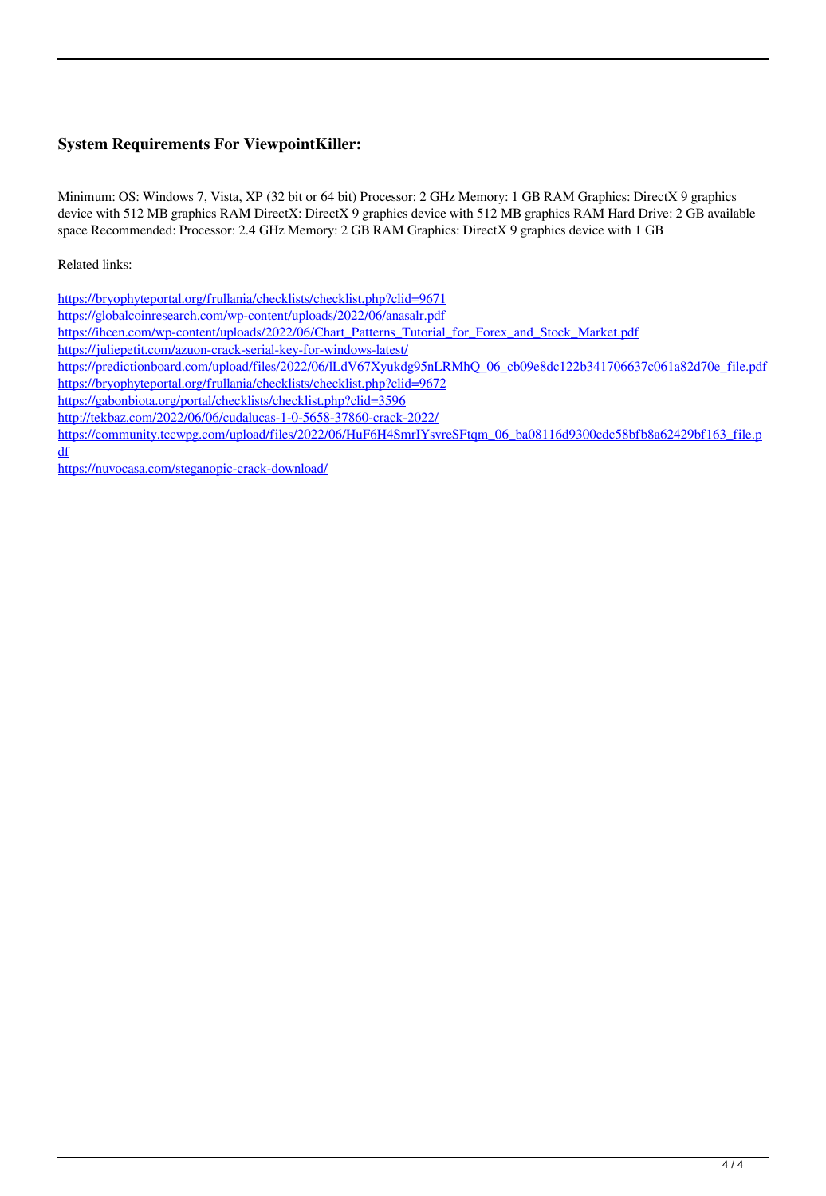## System Requirements For ViewpointKiller:

Minimum: OS: Windows 7, Vista, XP (32 bit or 64 bit) Processor: 2 GHz Memory: 1 GB RAM Graphics: DirectX 9 graphics device with 512 MB graphics RAM DirectX: DirectX 9 graphics device with 512 MB graphics RAM Hard Drive: 2 GB available space Recommended: Processor: 2.4 GHz Memory: 2 GB RAM Graphics: DirectX 9 graphics device with 1 GB

Related links:

https://bryophyteportal.org/frullania/checklists/checklist.php?clid=9671
https://globalcoinresearch.com/wp-content/uploads/2022/06/anasalr.pdf
https://ihcen.com/wp-content/uploads/2022/06/Chart_Patterns_Tutorial_for_Forex_and_Stock_Market.pdf
https://juliepetit.com/azuon-crack-serial-key-for-windows-latest/
https://predictionboard.com/upload/files/2022/06/lLdV67Xyukdg95nLRMhQ_06_cb09e8dc122b341706637c061a82d70e_file.pdf
https://bryophyteportal.org/frullania/checklists/checklist.php?clid=9672
https://gabonbiota.org/portal/checklists/checklist.php?clid=3596
http://tekbaz.com/2022/06/06/cudalucas-1-0-5658-37860-crack-2022/
https://community.tccwpg.com/upload/files/2022/06/HuF6H4SmrIYsvreSFtqm_06_ba08116d9300cdc58bfb8a62429bf163_file.pdf
https://nuvocasa.com/steganopic-crack-download/